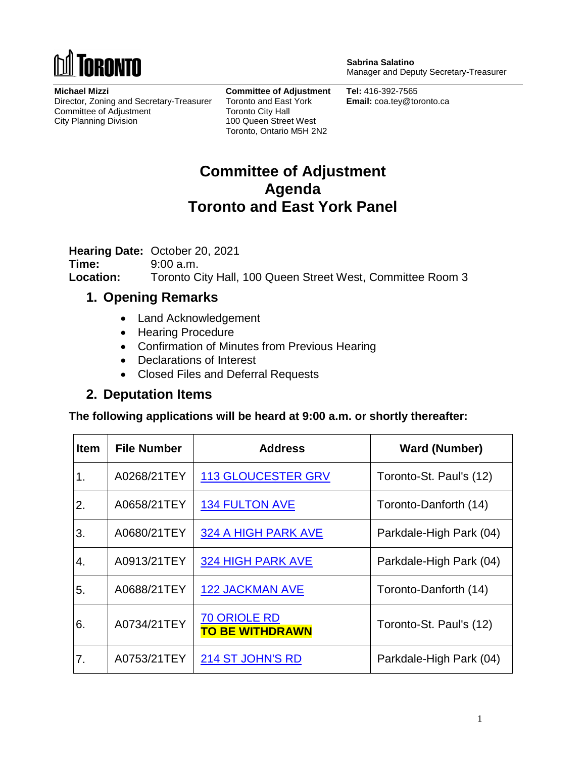**Sabrina Salatino**
Manager and Deputy Secretary-Treasurer

**Michael Mizzi**
Director, Zoning and Secretary-Treasurer
Committee of Adjustment
City Planning Division

**Committee of Adjustment**
Toronto and East York
Toronto City Hall
100 Queen Street West
Toronto, Ontario M5H 2N2

**Tel:** 416-392-7565
**Email:** coa.tey@toronto.ca

# Committee of Adjustment Agenda Toronto and East York Panel

**Hearing Date:** October 20, 2021
**Time:** 9:00 a.m.
**Location:** Toronto City Hall, 100 Queen Street West, Committee Room 3

## 1. Opening Remarks

- Land Acknowledgement
- Hearing Procedure
- Confirmation of Minutes from Previous Hearing
- Declarations of Interest
- Closed Files and Deferral Requests

## 2. Deputation Items

**The following applications will be heard at 9:00 a.m. or shortly thereafter:**

| Item | File Number | Address | Ward (Number) |
|---|---|---|---|
| 1. | A0268/21TEY | 113 GLOUCESTER GRV | Toronto-St. Paul's (12) |
| 2. | A0658/21TEY | 134 FULTON AVE | Toronto-Danforth (14) |
| 3. | A0680/21TEY | 324 A HIGH PARK AVE | Parkdale-High Park (04) |
| 4. | A0913/21TEY | 324 HIGH PARK AVE | Parkdale-High Park (04) |
| 5. | A0688/21TEY | 122 JACKMAN AVE | Toronto-Danforth (14) |
| 6. | A0734/21TEY | 70 ORIOLE RD **TO BE WITHDRAWN** | Toronto-St. Paul's (12) |
| 7. | A0753/21TEY | 214 ST JOHN'S RD | Parkdale-High Park (04) |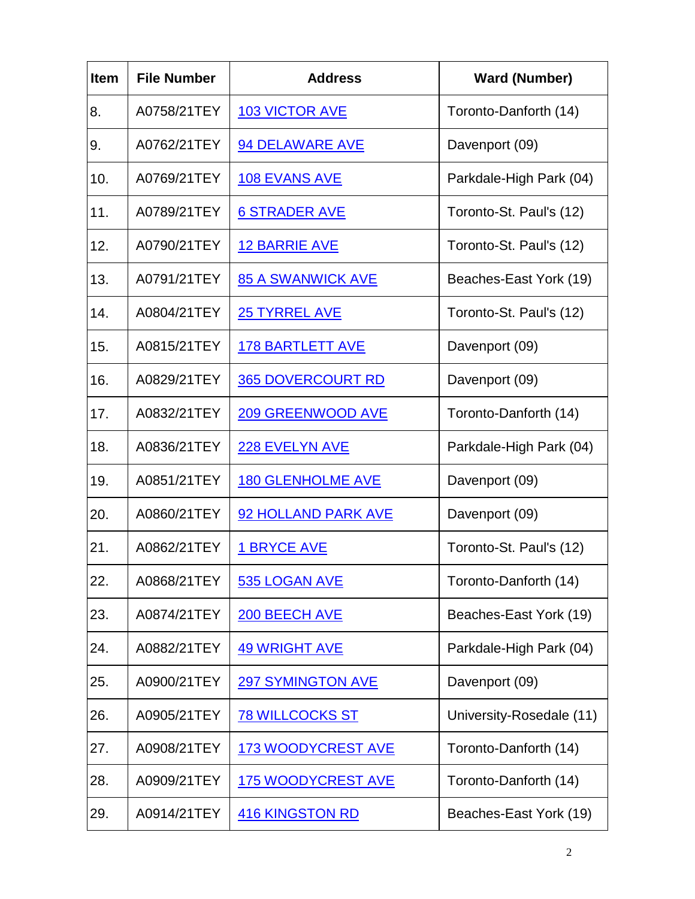| Item | File Number | Address | Ward (Number) |
|---|---|---|---|
| 8. | A0758/21TEY | 103 VICTOR AVE | Toronto-Danforth (14) |
| 9. | A0762/21TEY | 94 DELAWARE AVE | Davenport (09) |
| 10. | A0769/21TEY | 108 EVANS AVE | Parkdale-High Park (04) |
| 11. | A0789/21TEY | 6 STRADER AVE | Toronto-St. Paul's (12) |
| 12. | A0790/21TEY | 12 BARRIE AVE | Toronto-St. Paul's (12) |
| 13. | A0791/21TEY | 85 A SWANWICK AVE | Beaches-East York (19) |
| 14. | A0804/21TEY | 25 TYRREL AVE | Toronto-St. Paul's (12) |
| 15. | A0815/21TEY | 178 BARTLETT AVE | Davenport (09) |
| 16. | A0829/21TEY | 365 DOVERCOURT RD | Davenport (09) |
| 17. | A0832/21TEY | 209 GREENWOOD AVE | Toronto-Danforth (14) |
| 18. | A0836/21TEY | 228 EVELYN AVE | Parkdale-High Park (04) |
| 19. | A0851/21TEY | 180 GLENHOLME AVE | Davenport (09) |
| 20. | A0860/21TEY | 92 HOLLAND PARK AVE | Davenport (09) |
| 21. | A0862/21TEY | 1 BRYCE AVE | Toronto-St. Paul's (12) |
| 22. | A0868/21TEY | 535 LOGAN AVE | Toronto-Danforth (14) |
| 23. | A0874/21TEY | 200 BEECH AVE | Beaches-East York (19) |
| 24. | A0882/21TEY | 49 WRIGHT AVE | Parkdale-High Park (04) |
| 25. | A0900/21TEY | 297 SYMINGTON AVE | Davenport (09) |
| 26. | A0905/21TEY | 78 WILLCOCKS ST | University-Rosedale (11) |
| 27. | A0908/21TEY | 173 WOODYCREST AVE | Toronto-Danforth (14) |
| 28. | A0909/21TEY | 175 WOODYCREST AVE | Toronto-Danforth (14) |
| 29. | A0914/21TEY | 416 KINGSTON RD | Beaches-East York (19) |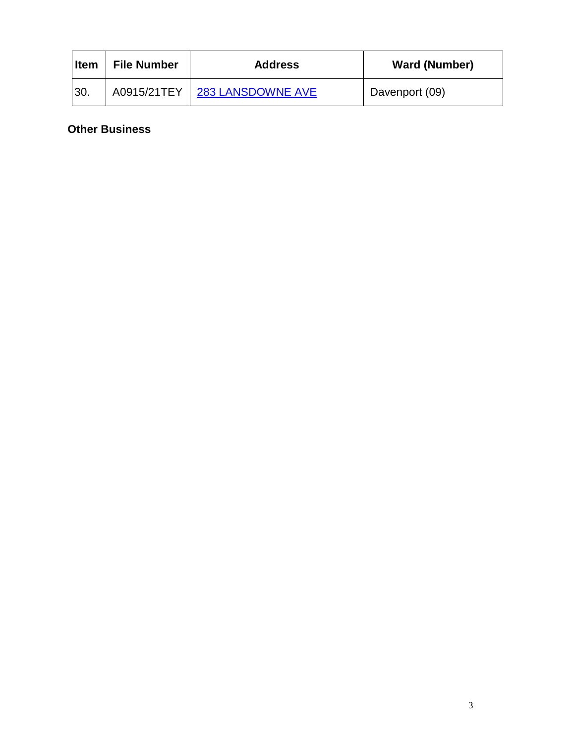| Item | File Number | Address | Ward (Number) |
| --- | --- | --- | --- |
| 30. | A0915/21TEY | 283 LANSDOWNE AVE | Davenport (09) |

**Other Business**